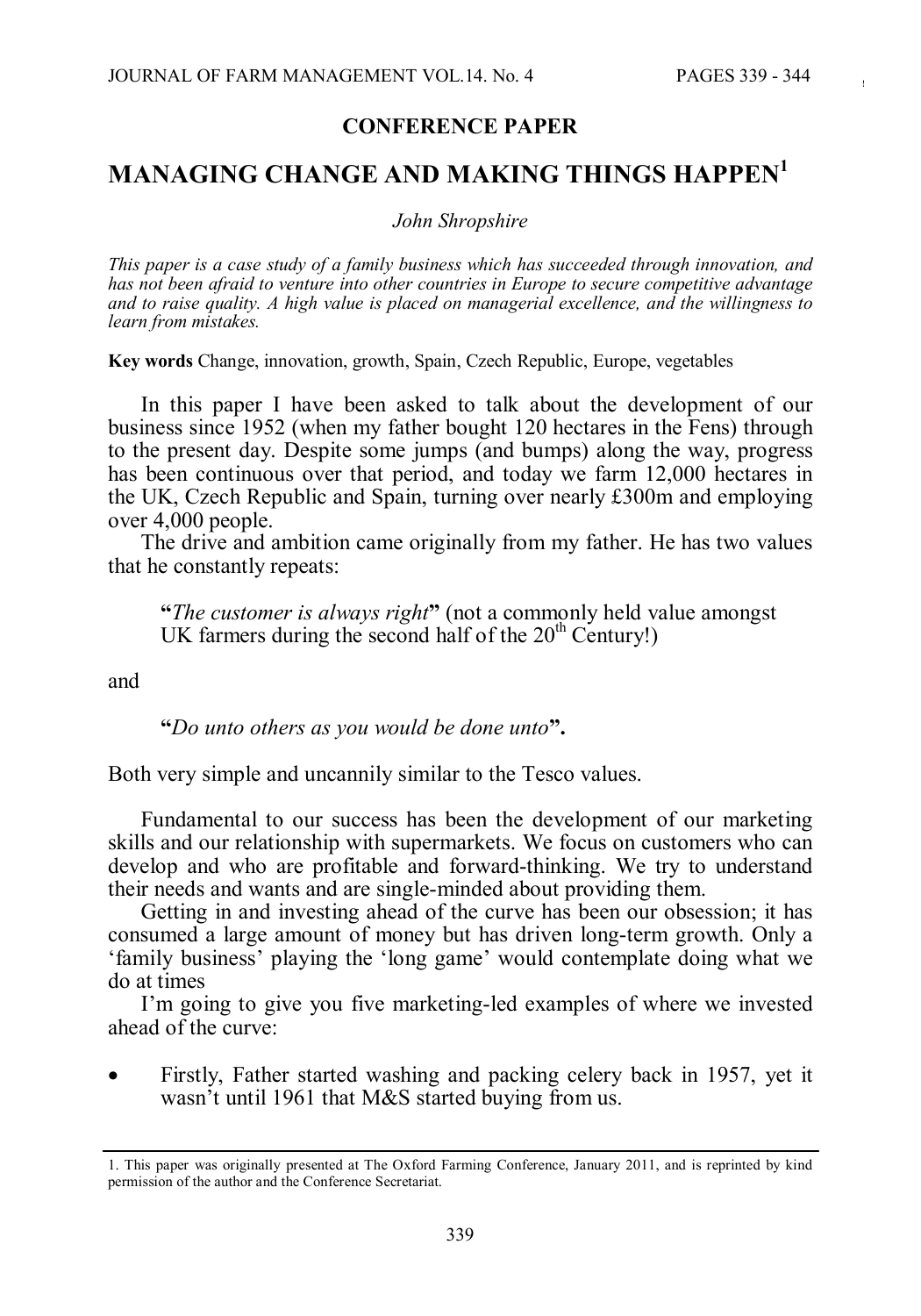**CONFERENCE PAPER**

# MANAGING CHANGE AND MAKING THINGS HAPPEN[1]

*John Shropshire*

*This paper is a case study of a family business which has succeeded through innovation, and has not been afraid to venture into other countries in Europe to secure competitive advantage and to raise quality. A high value is placed on managerial excellence, and the willingness to learn from mistakes.*

**Key words** Change, innovation, growth, Spain, Czech Republic, Europe, vegetables

In this paper I have been asked to talk about the development of our business since 1952 (when my father bought 120 hectares in the Fens) through to the present day. Despite some jumps (and bumps) along the way, progress has been continuous over that period, and today we farm 12,000 hectares in the UK, Czech Republic and Spain, turning over nearly £300m and employing over 4,000 people.

The drive and ambition came originally from my father. He has two values that he constantly repeats:

> **"***The customer is always right***"** (not a commonly held value amongst UK farmers during the second half of the 20th Century!)

and

> **"***Do unto others as you would be done unto***".**

Both very simple and uncannily similar to the Tesco values.

Fundamental to our success has been the development of our marketing skills and our relationship with supermarkets. We focus on customers who can develop and who are profitable and forward-thinking. We try to understand their needs and wants and are single-minded about providing them.

Getting in and investing ahead of the curve has been our obsession; it has consumed a large amount of money but has driven long-term growth. Only a 'family business' playing the 'long game' would contemplate doing what we do at times

I'm going to give you five marketing-led examples of where we invested ahead of the curve:

- Firstly, Father started washing and packing celery back in 1957, yet it wasn't until 1961 that M&S started buying from us.

---

1. This paper was originally presented at The Oxford Farming Conference, January 2011, and is reprinted by kind permission of the author and the Conference Secretariat.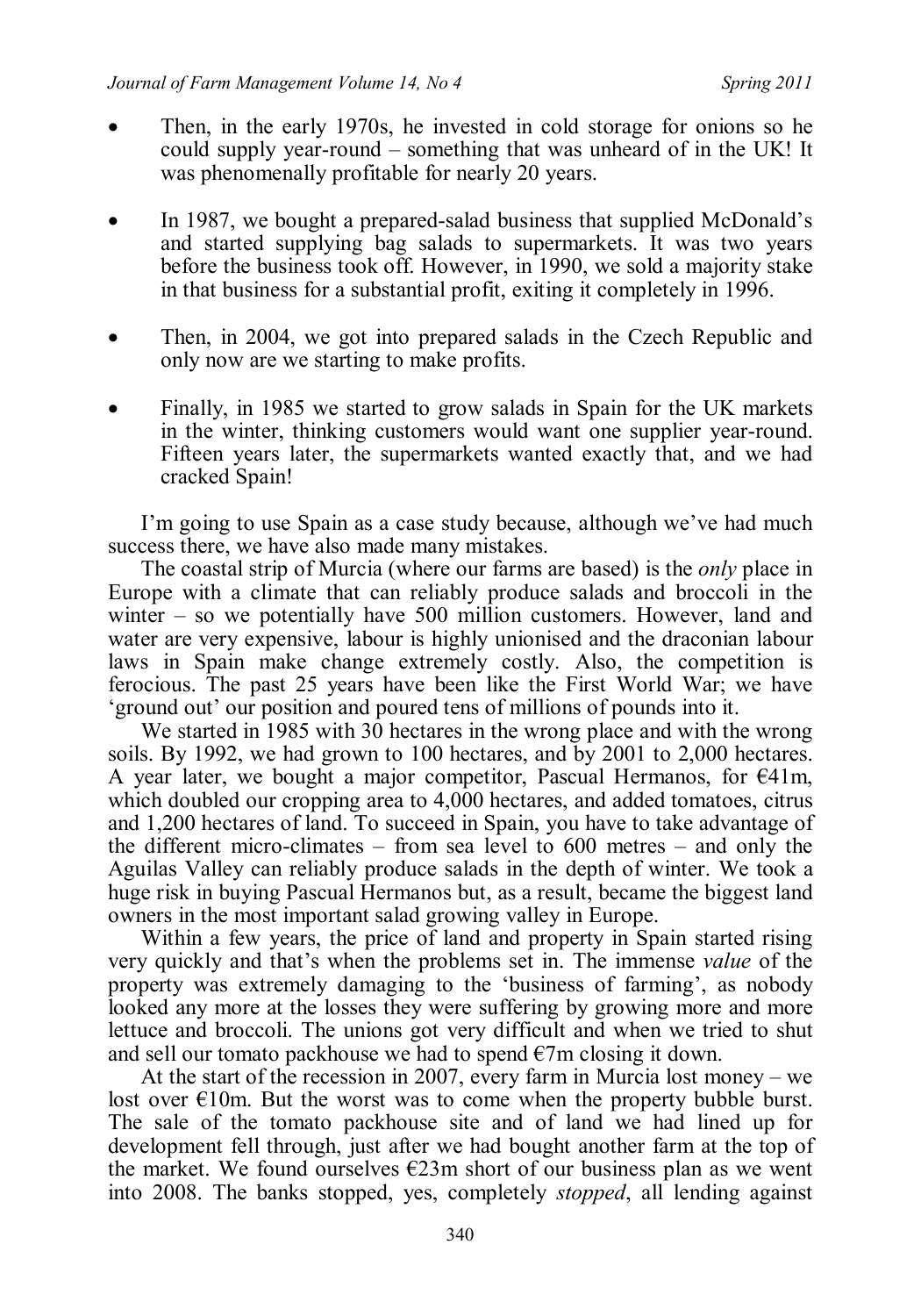- Then, in the early 1970s, he invested in cold storage for onions so he could supply year-round – something that was unheard of in the UK! It was phenomenally profitable for nearly 20 years.

- In 1987, we bought a prepared-salad business that supplied McDonald's and started supplying bag salads to supermarkets. It was two years before the business took off. However, in 1990, we sold a majority stake in that business for a substantial profit, exiting it completely in 1996.

- Then, in 2004, we got into prepared salads in the Czech Republic and only now are we starting to make profits.

- Finally, in 1985 we started to grow salads in Spain for the UK markets in the winter, thinking customers would want one supplier year-round. Fifteen years later, the supermarkets wanted exactly that, and we had cracked Spain!

I'm going to use Spain as a case study because, although we've had much success there, we have also made many mistakes.

The coastal strip of Murcia (where our farms are based) is the *only* place in Europe with a climate that can reliably produce salads and broccoli in the winter – so we potentially have 500 million customers. However, land and water are very expensive, labour is highly unionised and the draconian labour laws in Spain make change extremely costly. Also, the competition is ferocious. The past 25 years have been like the First World War; we have 'ground out' our position and poured tens of millions of pounds into it.

We started in 1985 with 30 hectares in the wrong place and with the wrong soils. By 1992, we had grown to 100 hectares, and by 2001 to 2,000 hectares. A year later, we bought a major competitor, Pascual Hermanos, for €41m, which doubled our cropping area to 4,000 hectares, and added tomatoes, citrus and 1,200 hectares of land. To succeed in Spain, you have to take advantage of the different micro-climates – from sea level to 600 metres – and only the Aguilas Valley can reliably produce salads in the depth of winter. We took a huge risk in buying Pascual Hermanos but, as a result, became the biggest land owners in the most important salad growing valley in Europe.

Within a few years, the price of land and property in Spain started rising very quickly and that's when the problems set in. The immense *value* of the property was extremely damaging to the 'business of farming', as nobody looked any more at the losses they were suffering by growing more and more lettuce and broccoli. The unions got very difficult and when we tried to shut and sell our tomato packhouse we had to spend €7m closing it down.

At the start of the recession in 2007, every farm in Murcia lost money – we lost over €10m. But the worst was to come when the property bubble burst. The sale of the tomato packhouse site and of land we had lined up for development fell through, just after we had bought another farm at the top of the market. We found ourselves €23m short of our business plan as we went into 2008. The banks stopped, yes, completely *stopped*, all lending against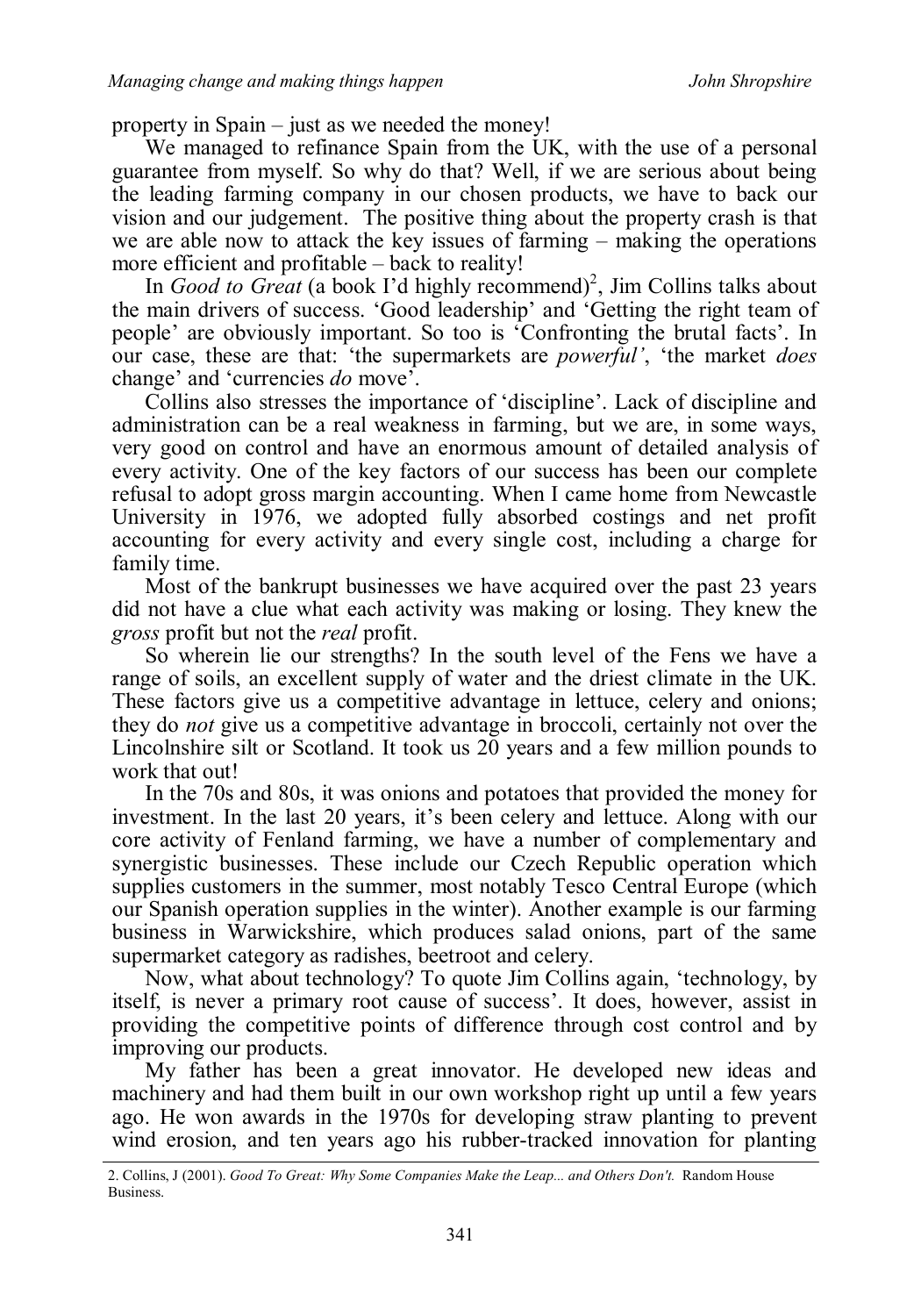property in Spain – just as we needed the money!

We managed to refinance Spain from the UK, with the use of a personal guarantee from myself. So why do that? Well, if we are serious about being the leading farming company in our chosen products, we have to back our vision and our judgement. The positive thing about the property crash is that we are able now to attack the key issues of farming – making the operations more efficient and profitable – back to reality!

In *Good to Great* (a book I'd highly recommend)[2], Jim Collins talks about the main drivers of success. 'Good leadership' and 'Getting the right team of people' are obviously important. So too is 'Confronting the brutal facts'. In our case, these are that: 'the supermarkets are *powerful*', 'the market *does* change' and 'currencies *do* move'.

Collins also stresses the importance of 'discipline'. Lack of discipline and administration can be a real weakness in farming, but we are, in some ways, very good on control and have an enormous amount of detailed analysis of every activity. One of the key factors of our success has been our complete refusal to adopt gross margin accounting. When I came home from Newcastle University in 1976, we adopted fully absorbed costings and net profit accounting for every activity and every single cost, including a charge for family time.

Most of the bankrupt businesses we have acquired over the past 23 years did not have a clue what each activity was making or losing. They knew the *gross* profit but not the *real* profit.

So wherein lie our strengths? In the south level of the Fens we have a range of soils, an excellent supply of water and the driest climate in the UK. These factors give us a competitive advantage in lettuce, celery and onions; they do *not* give us a competitive advantage in broccoli, certainly not over the Lincolnshire silt or Scotland. It took us 20 years and a few million pounds to work that out!

In the 70s and 80s, it was onions and potatoes that provided the money for investment. In the last 20 years, it's been celery and lettuce. Along with our core activity of Fenland farming, we have a number of complementary and synergistic businesses. These include our Czech Republic operation which supplies customers in the summer, most notably Tesco Central Europe (which our Spanish operation supplies in the winter). Another example is our farming business in Warwickshire, which produces salad onions, part of the same supermarket category as radishes, beetroot and celery.

Now, what about technology? To quote Jim Collins again, 'technology, by itself, is never a primary root cause of success'. It does, however, assist in providing the competitive points of difference through cost control and by improving our products.

My father has been a great innovator. He developed new ideas and machinery and had them built in our own workshop right up until a few years ago. He won awards in the 1970s for developing straw planting to prevent wind erosion, and ten years ago his rubber-tracked innovation for planting

2. Collins, J (2001). *Good To Great: Why Some Companies Make the Leap... and Others Don't.* Random House Business.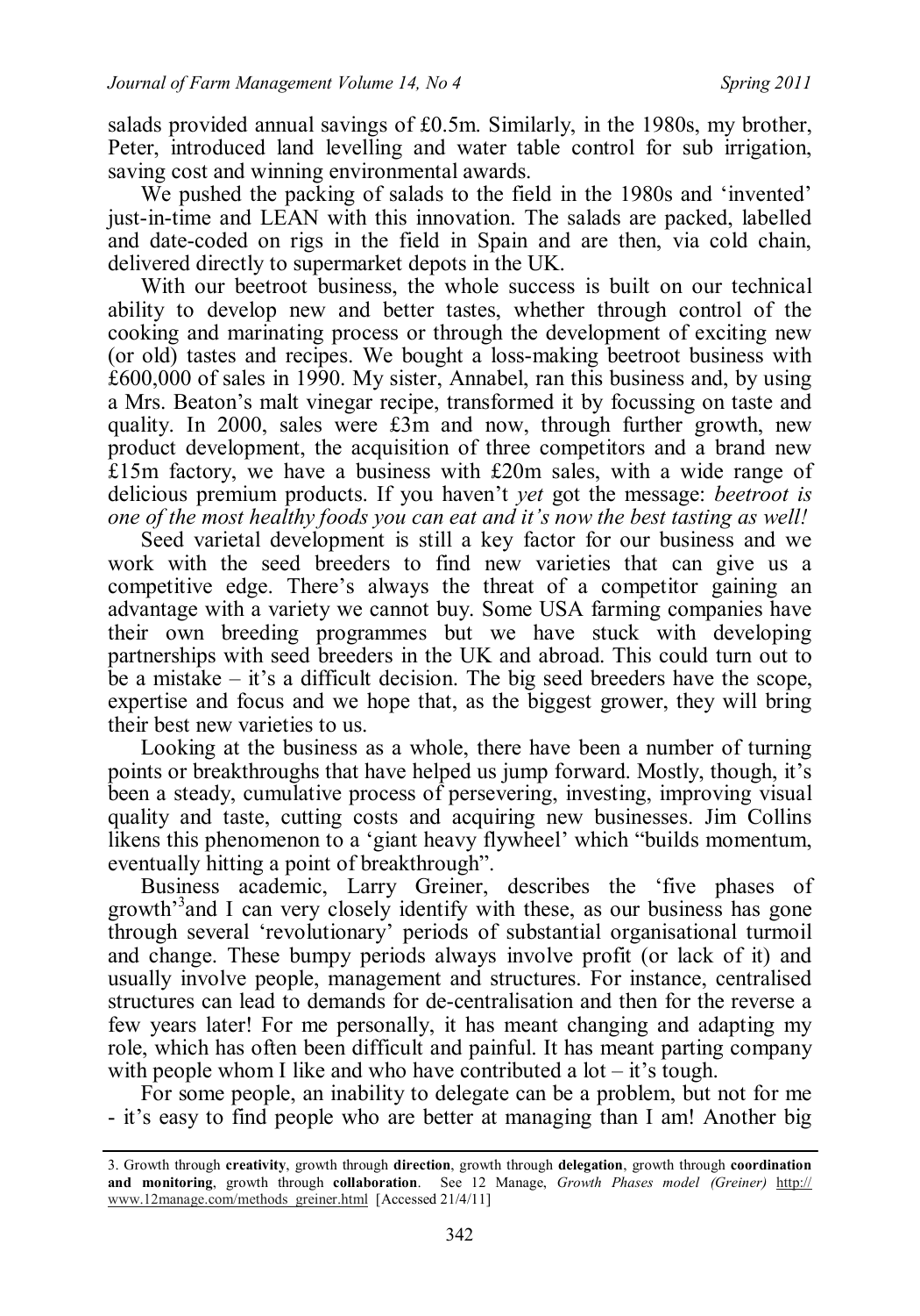salads provided annual savings of £0.5m. Similarly, in the 1980s, my brother, Peter, introduced land levelling and water table control for sub irrigation, saving cost and winning environmental awards.

We pushed the packing of salads to the field in the 1980s and 'invented' just-in-time and LEAN with this innovation. The salads are packed, labelled and date-coded on rigs in the field in Spain and are then, via cold chain, delivered directly to supermarket depots in the UK.

With our beetroot business, the whole success is built on our technical ability to develop new and better tastes, whether through control of the cooking and marinating process or through the development of exciting new (or old) tastes and recipes. We bought a loss-making beetroot business with £600,000 of sales in 1990. My sister, Annabel, ran this business and, by using a Mrs. Beaton's malt vinegar recipe, transformed it by focussing on taste and quality. In 2000, sales were £3m and now, through further growth, new product development, the acquisition of three competitors and a brand new £15m factory, we have a business with £20m sales, with a wide range of delicious premium products. If you haven't *yet* got the message: *beetroot is one of the most healthy foods you can eat and it's now the best tasting as well!*

Seed varietal development is still a key factor for our business and we work with the seed breeders to find new varieties that can give us a competitive edge. There's always the threat of a competitor gaining an advantage with a variety we cannot buy. Some USA farming companies have their own breeding programmes but we have stuck with developing partnerships with seed breeders in the UK and abroad. This could turn out to be a mistake – it's a difficult decision. The big seed breeders have the scope, expertise and focus and we hope that, as the biggest grower, they will bring their best new varieties to us.

Looking at the business as a whole, there have been a number of turning points or breakthroughs that have helped us jump forward. Mostly, though, it's been a steady, cumulative process of persevering, investing, improving visual quality and taste, cutting costs and acquiring new businesses. Jim Collins likens this phenomenon to a 'giant heavy flywheel' which "builds momentum, eventually hitting a point of breakthrough".

Business academic, Larry Greiner, describes the 'five phases of growth'[3] and I can very closely identify with these, as our business has gone through several 'revolutionary' periods of substantial organisational turmoil and change. These bumpy periods always involve profit (or lack of it) and usually involve people, management and structures. For instance, centralised structures can lead to demands for de-centralisation and then for the reverse a few years later! For me personally, it has meant changing and adapting my role, which has often been difficult and painful. It has meant parting company with people whom I like and who have contributed a lot – it's tough.

For some people, an inability to delegate can be a problem, but not for me - it's easy to find people who are better at managing than I am! Another big

3. Growth through **creativity**, growth through **direction**, growth through **delegation**, growth through **coordination and monitoring**, growth through **collaboration**. See 12 Manage, *Growth Phases model (Greiner)* http://www.12manage.com/methods_greiner.html [Accessed 21/4/11]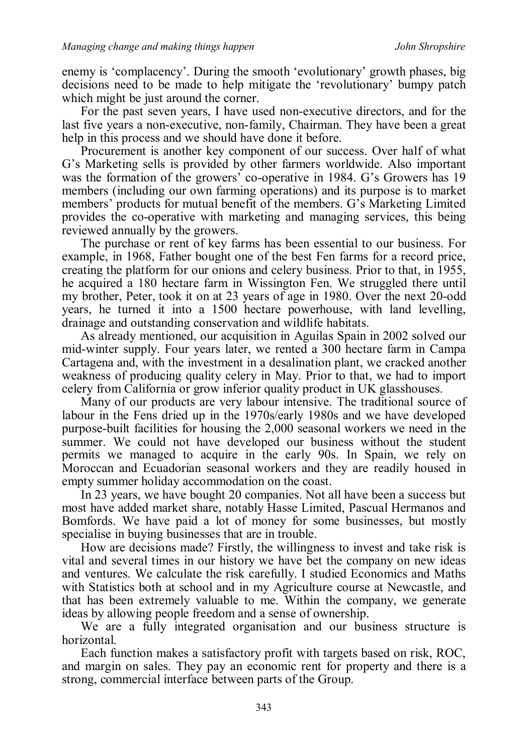enemy is 'complacency'. During the smooth 'evolutionary' growth phases, big decisions need to be made to help mitigate the 'revolutionary' bumpy patch which might be just around the corner.

For the past seven years, I have used non-executive directors, and for the last five years a non-executive, non-family, Chairman. They have been a great help in this process and we should have done it before.

Procurement is another key component of our success. Over half of what G's Marketing sells is provided by other farmers worldwide. Also important was the formation of the growers' co-operative in 1984. G's Growers has 19 members (including our own farming operations) and its purpose is to market members' products for mutual benefit of the members. G's Marketing Limited provides the co-operative with marketing and managing services, this being reviewed annually by the growers.

The purchase or rent of key farms has been essential to our business. For example, in 1968, Father bought one of the best Fen farms for a record price, creating the platform for our onions and celery business. Prior to that, in 1955, he acquired a 180 hectare farm in Wissington Fen. We struggled there until my brother, Peter, took it on at 23 years of age in 1980. Over the next 20-odd years, he turned it into a 1500 hectare powerhouse, with land levelling, drainage and outstanding conservation and wildlife habitats.

As already mentioned, our acquisition in Aguilas Spain in 2002 solved our mid-winter supply. Four years later, we rented a 300 hectare farm in Campa Cartagena and, with the investment in a desalination plant, we cracked another weakness of producing quality celery in May. Prior to that, we had to import celery from California or grow inferior quality product in UK glasshouses.

Many of our products are very labour intensive. The traditional source of labour in the Fens dried up in the 1970s/early 1980s and we have developed purpose-built facilities for housing the 2,000 seasonal workers we need in the summer. We could not have developed our business without the student permits we managed to acquire in the early 90s. In Spain, we rely on Moroccan and Ecuadorian seasonal workers and they are readily housed in empty summer holiday accommodation on the coast.

In 23 years, we have bought 20 companies. Not all have been a success but most have added market share, notably Hasse Limited, Pascual Hermanos and Bomfords. We have paid a lot of money for some businesses, but mostly specialise in buying businesses that are in trouble.

How are decisions made? Firstly, the willingness to invest and take risk is vital and several times in our history we have bet the company on new ideas and ventures. We calculate the risk carefully. I studied Economics and Maths with Statistics both at school and in my Agriculture course at Newcastle, and that has been extremely valuable to me. Within the company, we generate ideas by allowing people freedom and a sense of ownership.

We are a fully integrated organisation and our business structure is horizontal.

Each function makes a satisfactory profit with targets based on risk, ROC, and margin on sales. They pay an economic rent for property and there is a strong, commercial interface between parts of the Group.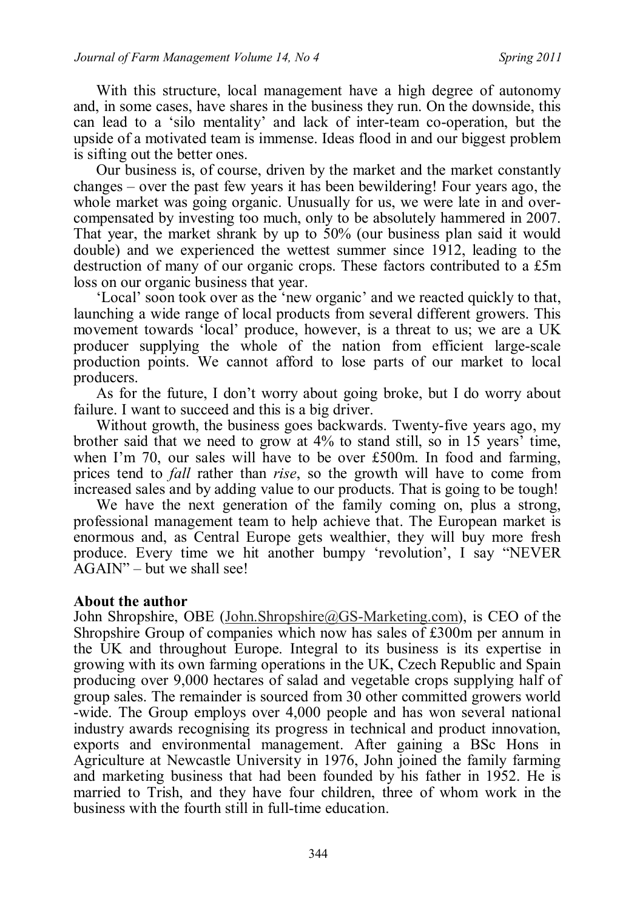With this structure, local management have a high degree of autonomy and, in some cases, have shares in the business they run. On the downside, this can lead to a 'silo mentality' and lack of inter-team co-operation, but the upside of a motivated team is immense. Ideas flood in and our biggest problem is sifting out the better ones.

Our business is, of course, driven by the market and the market constantly changes – over the past few years it has been bewildering! Four years ago, the whole market was going organic. Unusually for us, we were late in and over-compensated by investing too much, only to be absolutely hammered in 2007. That year, the market shrank by up to 50% (our business plan said it would double) and we experienced the wettest summer since 1912, leading to the destruction of many of our organic crops. These factors contributed to a £5m loss on our organic business that year.

'Local' soon took over as the 'new organic' and we reacted quickly to that, launching a wide range of local products from several different growers. This movement towards 'local' produce, however, is a threat to us; we are a UK producer supplying the whole of the nation from efficient large-scale production points. We cannot afford to lose parts of our market to local producers.

As for the future, I don't worry about going broke, but I do worry about failure. I want to succeed and this is a big driver.

Without growth, the business goes backwards. Twenty-five years ago, my brother said that we need to grow at 4% to stand still, so in 15 years' time, when I'm 70, our sales will have to be over £500m. In food and farming, prices tend to *fall* rather than *rise*, so the growth will have to come from increased sales and by adding value to our products. That is going to be tough!

We have the next generation of the family coming on, plus a strong, professional management team to help achieve that. The European market is enormous and, as Central Europe gets wealthier, they will buy more fresh produce. Every time we hit another bumpy 'revolution', I say "NEVER AGAIN" – but we shall see!

**About the author**

John Shropshire, OBE (John.Shropshire@GS-Marketing.com), is CEO of the Shropshire Group of companies which now has sales of £300m per annum in the UK and throughout Europe. Integral to its business is its expertise in growing with its own farming operations in the UK, Czech Republic and Spain producing over 9,000 hectares of salad and vegetable crops supplying half of group sales. The remainder is sourced from 30 other committed growers world-wide. The Group employs over 4,000 people and has won several national industry awards recognising its progress in technical and product innovation, exports and environmental management. After gaining a BSc Hons in Agriculture at Newcastle University in 1976, John joined the family farming and marketing business that had been founded by his father in 1952. He is married to Trish, and they have four children, three of whom work in the business with the fourth still in full-time education.